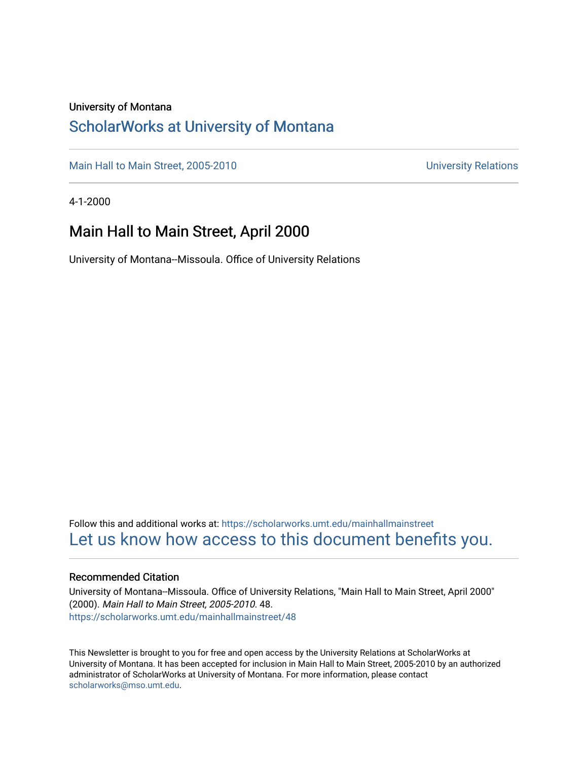University of Montana

# ScholarWorks at University of Montana

Main Hall to Main Street, 2005-2010 | University Relations

4-1-2000

## Main Hall to Main Street, April 2000

University of Montana--Missoula. Office of University Relations

Follow this and additional works at: https://scholarworks.umt.edu/mainhallmainstreet

Let us know how access to this document benefits you.

### Recommended Citation

University of Montana--Missoula. Office of University Relations, "Main Hall to Main Street, April 2000" (2000). *Main Hall to Main Street, 2005-2010*. 48.
https://scholarworks.umt.edu/mainhallmainstreet/48

This Newsletter is brought to you for free and open access by the University Relations at ScholarWorks at University of Montana. It has been accepted for inclusion in Main Hall to Main Street, 2005-2010 by an authorized administrator of ScholarWorks at University of Montana. For more information, please contact scholarworks@mso.umt.edu.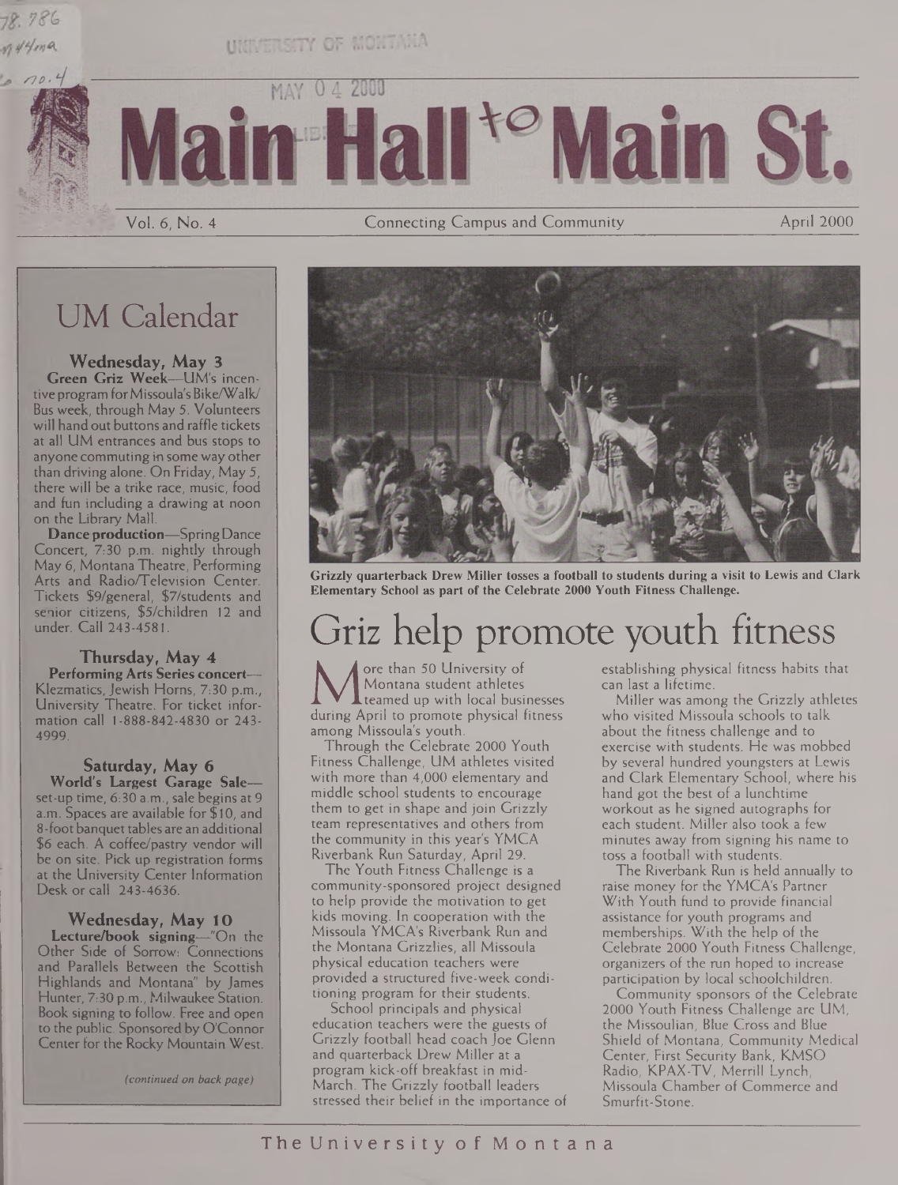# Main Hall to Main St.

Vol. 6, No. 4 | Connecting Campus and Community | April 2000

## UM Calendar

**Wednesday, May 3**

**Green Griz Week**—UM's incentive program for Missoula's Bike/Walk/Bus week, through May 5. Volunteers will hand out buttons and raffle tickets at all UM entrances and bus stops to anyone commuting in some way other than driving alone. On Friday, May 5, there will be a trike race, music, food and fun including a drawing at noon on the Library Mall.

**Dance production**—Spring Dance Concert, 7:30 p.m. nightly through May 6, Montana Theatre, Performing Arts and Radio/Television Center. Tickets $9/general, $7/students and senior citizens, $5/children 12 and under. Call 243-4581.

**Thursday, May 4**

**Performing Arts Series concert**—Klezmatics, Jewish Horns, 7:30 p.m., University Theatre. For ticket information call 1-888-842-4830 or 243-4999.

**Saturday, May 6**

**World's Largest Garage Sale**—set-up time, 6:30 a.m., sale begins at 9 a.m. Spaces are available for $10, and 8-foot banquet tables are an additional $6 each. A coffee/pastry vendor will be on site. Pick up registration forms at the University Center Information Desk or call 243-4636.

**Wednesday, May 10**

**Lecture/book signing**—"On the Other Side of Sorrow: Connections and Parallels Between the Scottish Highlands and Montana" by James Hunter, 7:30 p.m., Milwaukee Station. Book signing to follow. Free and open to the public. Sponsored by O'Connor Center for the Rocky Mountain West.

*(continued on back page)*

Grizzly quarterback Drew Miller tosses a football to students during a visit to Lewis and Clark Elementary School as part of the Celebrate 2000 Youth Fitness Challenge.

# Griz help promote youth fitness

More than 50 University of Montana student athletes teamed up with local businesses during April to promote physical fitness among Missoula's youth.

Through the Celebrate 2000 Youth Fitness Challenge, UM athletes visited with more than 4,000 elementary and middle school students to encourage them to get in shape and join Grizzly team representatives and others from the community in this year's YMCA Riverbank Run Saturday, April 29.

The Youth Fitness Challenge is a community-sponsored project designed to help provide the motivation to get kids moving. In cooperation with the Missoula YMCA's Riverbank Run and the Montana Grizzlies, all Missoula physical education teachers were provided a structured five-week conditioning program for their students.

School principals and physical education teachers were the guests of Grizzly football head coach Joe Glenn and quarterback Drew Miller at a program kick-off breakfast in mid-March. The Grizzly football leaders stressed their belief in the importance of establishing physical fitness habits that can last a lifetime.

Miller was among the Grizzly athletes who visited Missoula schools to talk about the fitness challenge and to exercise with students. He was mobbed by several hundred youngsters at Lewis and Clark Elementary School, where his hand got the best of a lunchtime workout as he signed autographs for each student. Miller also took a few minutes away from signing his name to toss a football with students.

The Riverbank Run is held annually to raise money for the YMCA's Partner With Youth fund to provide financial assistance for youth programs and memberships. With the help of the Celebrate 2000 Youth Fitness Challenge, organizers of the run hoped to increase participation by local schoolchildren.

Community sponsors of the Celebrate 2000 Youth Fitness Challenge are UM, the Missoulian, Blue Cross and Blue Shield of Montana, Community Medical Center, First Security Bank, KMSO Radio, KPAX-TV, Merrill Lynch, Missoula Chamber of Commerce and Smurfit-Stone.

The University of Montana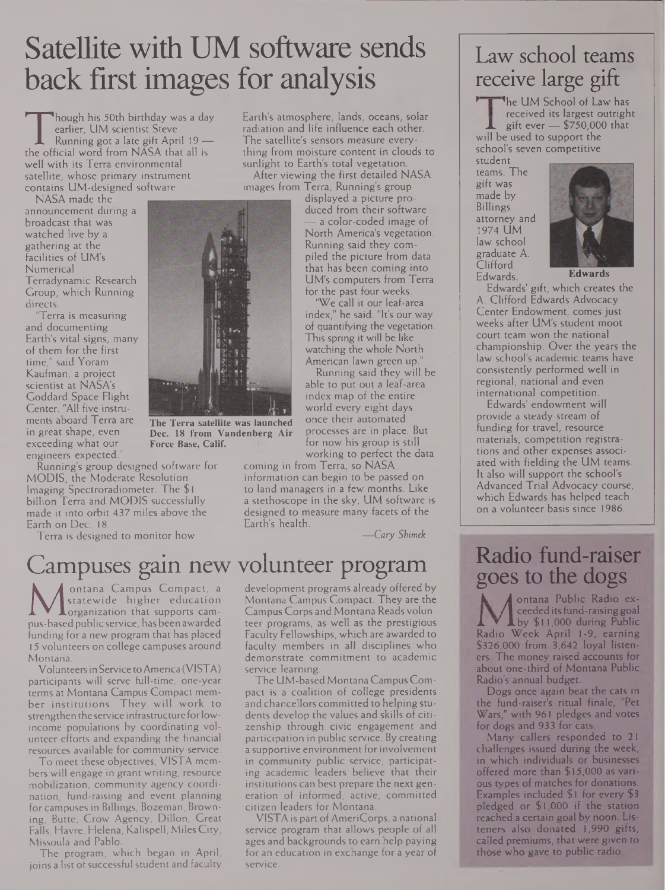# Satellite with UM software sends back first images for analysis

Though his 50th birthday was a day earlier, UM scientist Steve Running got a late gift April 19 — the official word from NASA that all is well with its Terra environmental satellite, whose primary instrument contains UM-designed software.

NASA made the announcement during a broadcast that was watched live by a gathering at the facilities of UM's Numerical Terradynamic Research Group, which Running directs.

"Terra is measuring and documenting Earth's vital signs, many of them for the first time," said Yoram Kaufman, a project scientist at NASA's Goddard Space Flight Center. "All five instruments aboard Terra are in great shape, even exceeding what our engineers expected."

Running's group designed software for MODIS, the Moderate Resolution Imaging Spectroradiometer. The $1 billion Terra and MODIS successfully made it into orbit 437 miles above the Earth on Dec. 18.

Terra is designed to monitor how Earth's atmosphere, lands, oceans, solar radiation and life influence each other. The satellite's sensors measure everything from moisture content in clouds to sunlight to Earth's total vegetation.

After viewing the first detailed NASA images from Terra, Running's group displayed a picture produced from their software — a color-coded image of North America's vegetation. Running said they compiled the picture from data that has been coming into UM's computers from Terra for the past four weeks.

"We call it our leaf-area index," he said. "It's our way of quantifying the vegetation. This spring it will be like watching the whole North American lawn green up."

Running said they will be able to put out a leaf-area index map of the entire world every eight days once their automated processes are in place. But for now his group is still working to perfect the data coming in from Terra, so NASA information can begin to be passed on to land managers in a few months. Like a stethoscope in the sky, UM software is designed to measure many facets of the Earth's health.

**The Terra satellite was launched Dec. 18 from Vandenberg Air Force Base, Calif.**

*—Cary Shimek*

# Law school teams receive large gift

The UM School of Law has received its largest outright gift ever — $750,000 that will be used to support the school's seven competitive student teams. The gift was made by Billings attorney and 1974 UM law school graduate A. Clifford Edwards.

**Edwards**

Edwards' gift, which creates the A. Clifford Edwards Advocacy Center Endowment, comes just weeks after UM's student moot court team won the national championship. Over the years the law school's academic teams have consistently performed well in regional, national and even international competition.

Edwards' endowment will provide a steady stream of funding for travel, resource materials, competition registrations and other expenses associated with fielding the UM teams. It also will support the school's Advanced Trial Advocacy course, which Edwards has helped teach on a volunteer basis since 1986.

# Campuses gain new volunteer program

Montana Campus Compact, a statewide higher education organization that supports campus-based public service, has been awarded funding for a new program that has placed 15 volunteers on college campuses around Montana.

Volunteers in Service to America (VISTA) participants will serve full-time, one-year terms at Montana Campus Compact member institutions. They will work to strengthen the service infrastructure for low-income populations by coordinating volunteer efforts and expanding the financial resources available for community service.

To meet these objectives, VISTA members will engage in grant writing, resource mobilization, community agency coordination, fund-raising and event planning for campuses in Billings, Bozeman, Browning, Butte, Crow Agency, Dillon, Great Falls, Havre, Helena, Kalispell, Miles City, Missoula and Pablo.

The program, which began in April, joins a list of successful student and faculty development programs already offered by Montana Campus Compact. They are the Campus Corps and Montana Reads volunteer programs, as well as the prestigious Faculty Fellowships, which are awarded to faculty members in all disciplines who demonstrate commitment to academic service learning.

The UM-based Montana Campus Compact is a coalition of college presidents and chancellors committed to helping students develop the values and skills of citizenship through civic engagement and participation in public service. By creating a supportive environment for involvement in community public service, participating academic leaders believe that their institutions can best prepare the next generation of informed, active, committed citizen leaders for Montana.

VISTA is part of AmeriCorps, a national service program that allows people of all ages and backgrounds to earn help paying for an education in exchange for a year of service.

# Radio fund-raiser goes to the dogs

Montana Public Radio exceeded its fund-raising goal by $11,000 during Public Radio Week April 1-9, earning $326,000 from 3,642 loyal listeners. The money raised accounts for about one-third of Montana Public Radio's annual budget.

Dogs once again beat the cats in the fund-raiser's ritual finale, "Pet Wars," with 961 pledges and votes for dogs and 933 for cats.

Many callers responded to 21 challenges issued during the week, in which individuals or businesses offered more than $15,000 as various types of matches for donations. Examples included $1 for every $3 pledged or $1,000 if the station reached a certain goal by noon. Listeners also donated 1,990 gifts, called premiums, that were given to those who gave to public radio.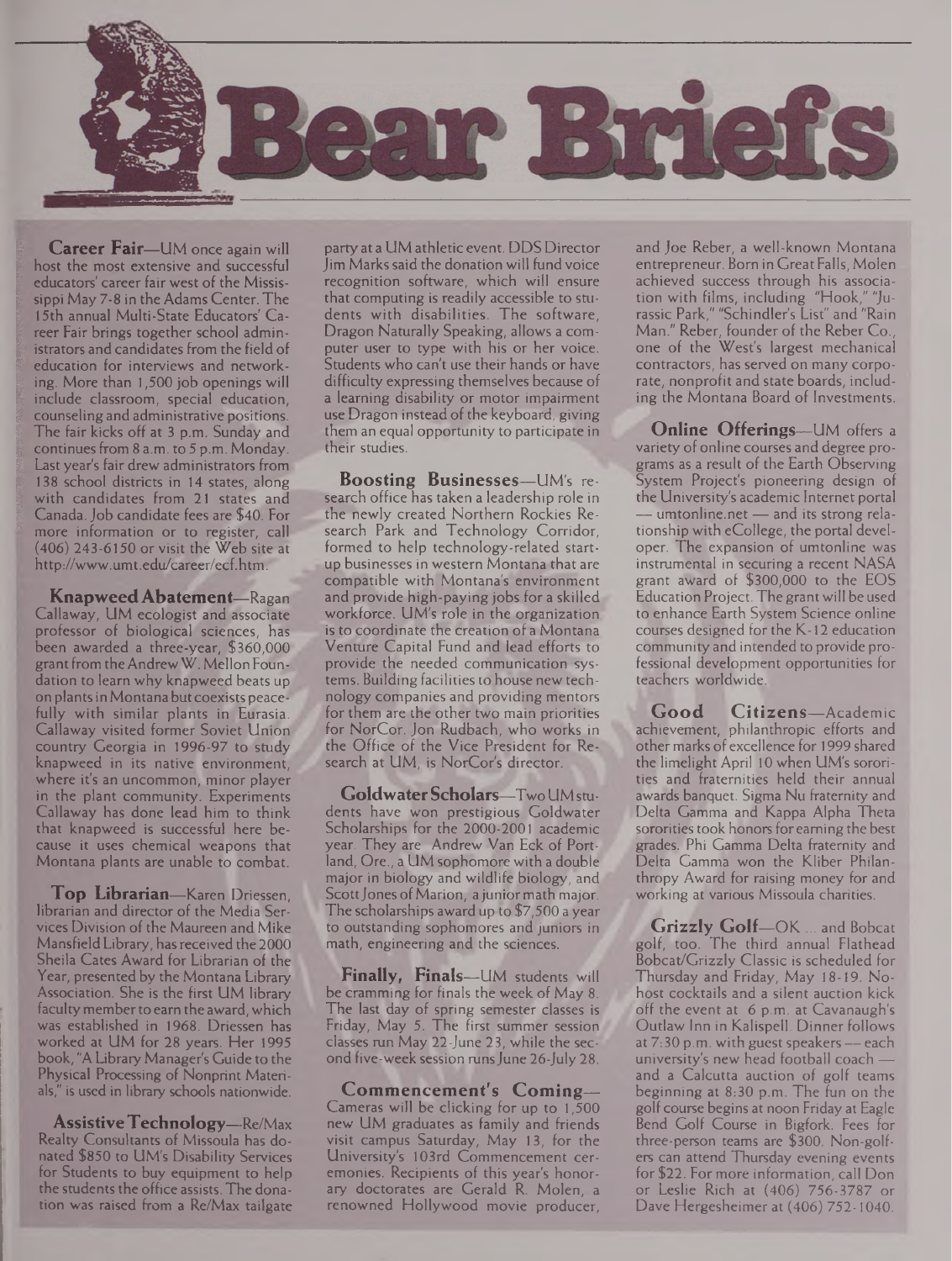# Bear Briefs

**Career Fair**—UM once again will host the most extensive and successful educators' career fair west of the Mississippi May 7-8 in the Adams Center. The 15th annual Multi-State Educators' Career Fair brings together school administrators and candidates from the field of education for interviews and networking. More than 1,500 job openings will include classroom, special education, counseling and administrative positions. The fair kicks off at 3 p.m. Sunday and continues from 8 a.m. to 5 p.m. Monday. Last year's fair drew administrators from 138 school districts in 14 states, along with candidates from 21 states and Canada. Job candidate fees are $40. For more information or to register, call (406) 243-6150 or visit the Web site at http://www.umt.edu/career/ecf.htm.

**Knapweed Abatement**—Ragan Callaway, UM ecologist and associate professor of biological sciences, has been awarded a three-year, $360,000 grant from the Andrew W. Mellon Foundation to learn why knapweed beats up on plants in Montana but coexists peacefully with similar plants in Eurasia. Callaway visited former Soviet Union country Georgia in 1996-97 to study knapweed in its native environment, where it's an uncommon, minor player in the plant community. Experiments Callaway has done lead him to think that knapweed is successful here because it uses chemical weapons that Montana plants are unable to combat.

**Top Librarian**—Karen Driessen, librarian and director of the Media Services Division of the Maureen and Mike Mansfield Library, has received the 2000 Sheila Cates Award for Librarian of the Year, presented by the Montana Library Association. She is the first UM library faculty member to earn the award, which was established in 1968. Driessen has worked at UM for 28 years. Her 1995 book, "A Library Manager's Guide to the Physical Processing of Nonprint Materials," is used in library schools nationwide.

**Assistive Technology**—Re/Max Realty Consultants of Missoula has donated $850 to UM's Disability Services for Students to buy equipment to help the students the office assists. The donation was raised from a Re/Max tailgate party at a UM athletic event. DDS Director Jim Marks said the donation will fund voice recognition software, which will ensure that computing is readily accessible to students with disabilities. The software, Dragon Naturally Speaking, allows a computer user to type with his or her voice. Students who can't use their hands or have difficulty expressing themselves because of a learning disability or motor impairment use Dragon instead of the keyboard, giving them an equal opportunity to participate in their studies.

**Boosting Businesses**—UM's research office has taken a leadership role in the newly created Northern Rockies Research Park and Technology Corridor, formed to help technology-related start-up businesses in western Montana that are compatible with Montana's environment and provide high-paying jobs for a skilled workforce. UM's role in the organization is to coordinate the creation of a Montana Venture Capital Fund and lead efforts to provide the needed communication systems. Building facilities to house new technology companies and providing mentors for them are the other two main priorities for NorCor. Jon Rudbach, who works in the Office of the Vice President for Research at UM, is NorCor's director.

**Goldwater Scholars**—Two UM students have won prestigious Goldwater Scholarships for the 2000-2001 academic year. They are Andrew Van Eck of Portland, Ore., a UM sophomore with a double major in biology and wildlife biology, and Scott Jones of Marion, a junior math major. The scholarships award up to $7,500 a year to outstanding sophomores and juniors in math, engineering and the sciences.

**Finally, Finals**—UM students will be cramming for finals the week of May 8. The last day of spring semester classes is Friday, May 5. The first summer session classes run May 22-June 23, while the second five-week session runs June 26-July 28.

**Commencement's Coming**—Cameras will be clicking for up to 1,500 new UM graduates as family and friends visit campus Saturday, May 13, for the University's 103rd Commencement ceremonies. Recipients of this year's honorary doctorates are Gerald R. Molen, a renowned Hollywood movie producer, and Joe Reber, a well-known Montana entrepreneur. Born in Great Falls, Molen achieved success through his association with films, including "Hook," "Jurassic Park," "Schindler's List" and "Rain Man." Reber, founder of the Reber Co., one of the West's largest mechanical contractors, has served on many corporate, nonprofit and state boards, including the Montana Board of Investments.

**Online Offerings**—UM offers a variety of online courses and degree programs as a result of the Earth Observing System Project's pioneering design of the University's academic Internet portal — umtonline.net — and its strong relationship with eCollege, the portal developer. The expansion of umtonline was instrumental in securing a recent NASA grant award of $300,000 to the EOS Education Project. The grant will be used to enhance Earth System Science online courses designed for the K-12 education community and intended to provide professional development opportunities for teachers worldwide.

**Good Citizens**—Academic achievement, philanthropic efforts and other marks of excellence for 1999 shared the limelight April 10 when UM's sororities and fraternities held their annual awards banquet. Sigma Nu fraternity and Delta Gamma and Kappa Alpha Theta sororities took honors for earning the best grades. Phi Gamma Delta fraternity and Delta Gamma won the Kliber Philanthropy Award for raising money for and working at various Missoula charities.

**Grizzly Golf**—OK ... and Bobcat golf, too. The third annual Flathead Bobcat/Grizzly Classic is scheduled for Thursday and Friday, May 18-19. No-host cocktails and a silent auction kick off the event at 6 p.m. at Cavanaugh's Outlaw Inn in Kalispell. Dinner follows at 7:30 p.m. with guest speakers — each university's new head football coach — and a Calcutta auction of golf teams beginning at 8:30 p.m. The fun on the golf course begins at noon Friday at Eagle Bend Golf Course in Bigfork. Fees for three-person teams are $300. Non-golfers can attend Thursday evening events for $22. For more information, call Don or Leslie Rich at (406) 756-3787 or Dave Hergesheimer at (406) 752-1040.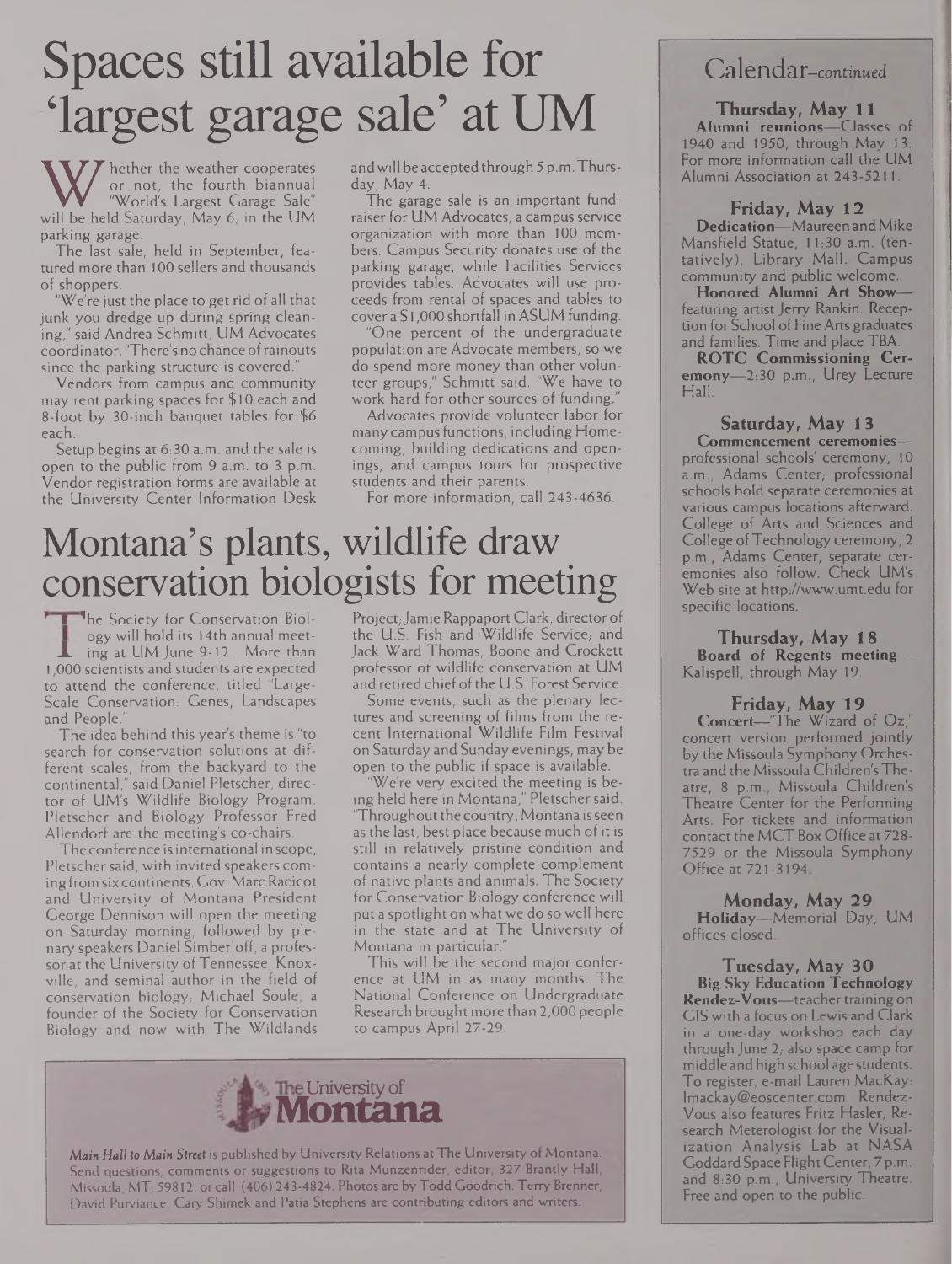# Spaces still available for 'largest garage sale' at UM

Whether the weather cooperates or not, the fourth biannual "World's Largest Garage Sale" will be held Saturday, May 6, in the UM parking garage.

The last sale, held in September, featured more than 100 sellers and thousands of shoppers.

"We're just the place to get rid of all that junk you dredge up during spring cleaning," said Andrea Schmitt, UM Advocates coordinator. "There's no chance of rainouts since the parking structure is covered."

Vendors from campus and community may rent parking spaces for $10 each and 8-foot by 30-inch banquet tables for $6 each.

Setup begins at 6:30 a.m. and the sale is open to the public from 9 a.m. to 3 p.m. Vendor registration forms are available at the University Center Information Desk and will be accepted through 5 p.m. Thursday, May 4.

The garage sale is an important fundraiser for UM Advocates, a campus service organization with more than 100 members. Campus Security donates use of the parking garage, while Facilities Services provides tables. Advocates will use proceeds from rental of spaces and tables to cover a $1,000 shortfall in ASUM funding.

"One percent of the undergraduate population are Advocate members, so we do spend more money than other volunteer groups," Schmitt said. "We have to work hard for other sources of funding."

Advocates provide volunteer labor for many campus functions, including Homecoming, building dedications and openings, and campus tours for prospective students and their parents.

For more information, call 243-4636.

# Montana's plants, wildlife draw conservation biologists for meeting

The Society for Conservation Biology will hold its 14th annual meeting at UM June 9-12. More than 1,000 scientists and students are expected to attend the conference, titled "Large-Scale Conservation: Genes, Landscapes and People."

The idea behind this year's theme is "to search for conservation solutions at different scales, from the backyard to the continental," said Daniel Pletscher, director of UM's Wildlife Biology Program. Pletscher and Biology Professor Fred Allendorf are the meeting's co-chairs.

The conference is international in scope, Pletscher said, with invited speakers coming from six continents. Gov. Marc Racicot and University of Montana President George Dennison will open the meeting on Saturday morning, followed by plenary speakers Daniel Simberloff, a professor at the University of Tennessee, Knoxville, and seminal author in the field of conservation biology; Michael Soule, a founder of the Society for Conservation Biology and now with The Wildlands Project; Jamie Rappaport Clark, director of the U.S. Fish and Wildlife Service; and Jack Ward Thomas, Boone and Crockett professor of wildlife conservation at UM and retired chief of the U.S. Forest Service.

Some events, such as the plenary lectures and screening of films from the recent International Wildlife Film Festival on Saturday and Sunday evenings, may be open to the public if space is available.

"We're very excited the meeting is being held here in Montana," Pletscher said. "Throughout the country, Montana is seen as the last, best place because much of it is still in relatively pristine condition and contains a nearly complete complement of native plants and animals. The Society for Conservation Biology conference will put a spotlight on what we do so well here in the state and at The University of Montana in particular."

This will be the second major conference at UM in as many months. The National Conference on Undergraduate Research brought more than 2,000 people to campus April 27-29.

The University of Montana

*Main Hall to Main Street* is published by University Relations at The University of Montana. Send questions, comments or suggestions to Rita Munzenrider, editor, 327 Brantly Hall, Missoula, MT, 59812, or call (406) 243-4824. Photos are by Todd Goodrich. Terry Brenner, David Purviance, Cary Shimek and Patia Stephens are contributing editors and writers.

## Calendar–*continued*

### Thursday, May 11

**Alumni reunions**—Classes of 1940 and 1950, through May 13. For more information call the UM Alumni Association at 243-5211.

### Friday, May 12

**Dedication**—Maureen and Mike Mansfield Statue, 11:30 a.m. (tentatively), Library Mall. Campus community and public welcome.

**Honored Alumni Art Show**—featuring artist Jerry Rankin. Reception for School of Fine Arts graduates and families. Time and place TBA.

**ROTC Commissioning Ceremony**—2:30 p.m., Urey Lecture Hall.

### Saturday, May 13

**Commencement ceremonies**—professional schools' ceremony, 10 a.m., Adams Center; professional schools hold separate ceremonies at various campus locations afterward. College of Arts and Sciences and College of Technology ceremony, 2 p.m., Adams Center, separate ceremonies also follow. Check UM's Web site at http://www.umt.edu for specific locations.

### Thursday, May 18

**Board of Regents meeting**—Kalispell, through May 19.

### Friday, May 19

**Concert**—"The Wizard of Oz," concert version performed jointly by the Missoula Symphony Orchestra and the Missoula Children's Theatre, 8 p.m., Missoula Children's Theatre Center for the Performing Arts. For tickets and information contact the MCT Box Office at 728-7529 or the Missoula Symphony Office at 721-3194.

### Monday, May 29

**Holiday**—Memorial Day; UM offices closed.

### Tuesday, May 30

**Big Sky Education Technology Rendez-Vous**—teacher training on GIS with a focus on Lewis and Clark in a one-day workshop each day through June 2; also space camp for middle and high school age students. To register, e-mail Lauren MacKay: lmackay@eoscenter.com. Rendez-Vous also features Fritz Hasler, Research Meterologist for the Visualization Analysis Lab at NASA Goddard Space Flight Center, 7 p.m. and 8:30 p.m., University Theatre. Free and open to the public.